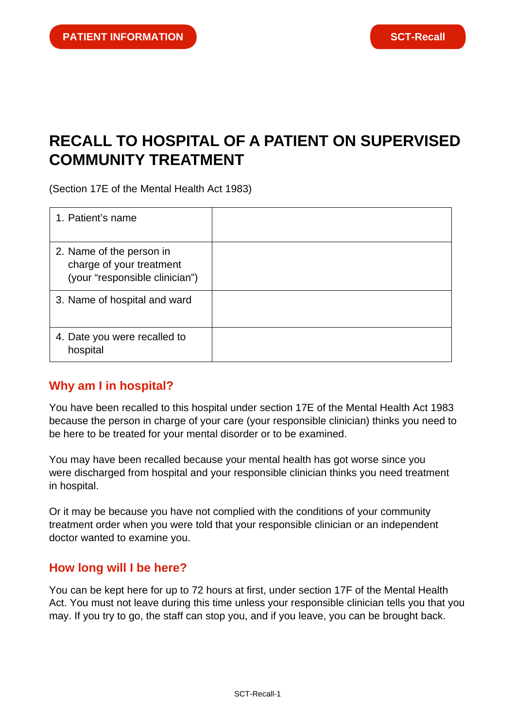PATIENT INFORMATION

SCT-Recall

# RECALL TO HOSPITAL OF A PATIENT ON SUPERVISED COMMUNITY TREATMENT

(Section 17E of the Mental Health Act 1983)

| | |
|---|---|
| 1. Patient's name | |
| 2. Name of the person in charge of your treatment (your "responsible clinician") | |
| 3. Name of hospital and ward | |
| 4. Date you were recalled to hospital | |

## Why am I in hospital?

You have been recalled to this hospital under section 17E of the Mental Health Act 1983 because the person in charge of your care (your responsible clinician) thinks you need to be here to be treated for your mental disorder or to be examined.

You may have been recalled because your mental health has got worse since you were discharged from hospital and your responsible clinician thinks you need treatment in hospital.

Or it may be because you have not complied with the conditions of your community treatment order when you were told that your responsible clinician or an independent doctor wanted to examine you.

## How long will I be here?

You can be kept here for up to 72 hours at first, under section 17F of the Mental Health Act. You must not leave during this time unless your responsible clinician tells you that you may. If you try to go, the staff can stop you, and if you leave, you can be brought back.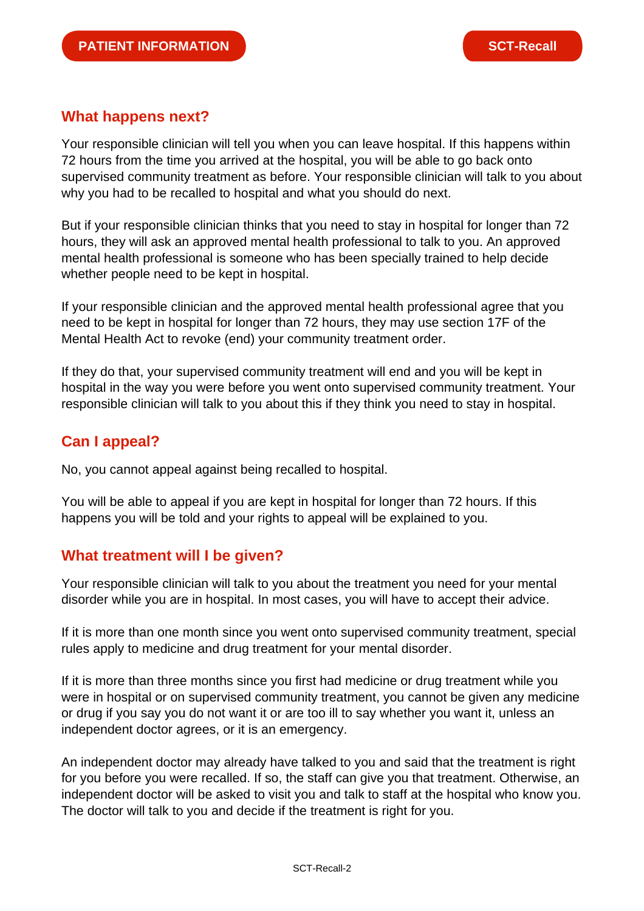## What happens next?

Your responsible clinician will tell you when you can leave hospital. If this happens within 72 hours from the time you arrived at the hospital, you will be able to go back onto supervised community treatment as before. Your responsible clinician will talk to you about why you had to be recalled to hospital and what you should do next.

But if your responsible clinician thinks that you need to stay in hospital for longer than 72 hours, they will ask an approved mental health professional to talk to you. An approved mental health professional is someone who has been specially trained to help decide whether people need to be kept in hospital.

If your responsible clinician and the approved mental health professional agree that you need to be kept in hospital for longer than 72 hours, they may use section 17F of the Mental Health Act to revoke (end) your community treatment order.

If they do that, your supervised community treatment will end and you will be kept in hospital in the way you were before you went onto supervised community treatment. Your responsible clinician will talk to you about this if they think you need to stay in hospital.

## Can I appeal?

No, you cannot appeal against being recalled to hospital.

You will be able to appeal if you are kept in hospital for longer than 72 hours. If this happens you will be told and your rights to appeal will be explained to you.

## What treatment will I be given?

Your responsible clinician will talk to you about the treatment you need for your mental disorder while you are in hospital. In most cases, you will have to accept their advice.

If it is more than one month since you went onto supervised community treatment, special rules apply to medicine and drug treatment for your mental disorder.

If it is more than three months since you first had medicine or drug treatment while you were in hospital or on supervised community treatment, you cannot be given any medicine or drug if you say you do not want it or are too ill to say whether you want it, unless an independent doctor agrees, or it is an emergency.

An independent doctor may already have talked to you and said that the treatment is right for you before you were recalled. If so, the staff can give you that treatment. Otherwise, an independent doctor will be asked to visit you and talk to staff at the hospital who know you. The doctor will talk to you and decide if the treatment is right for you.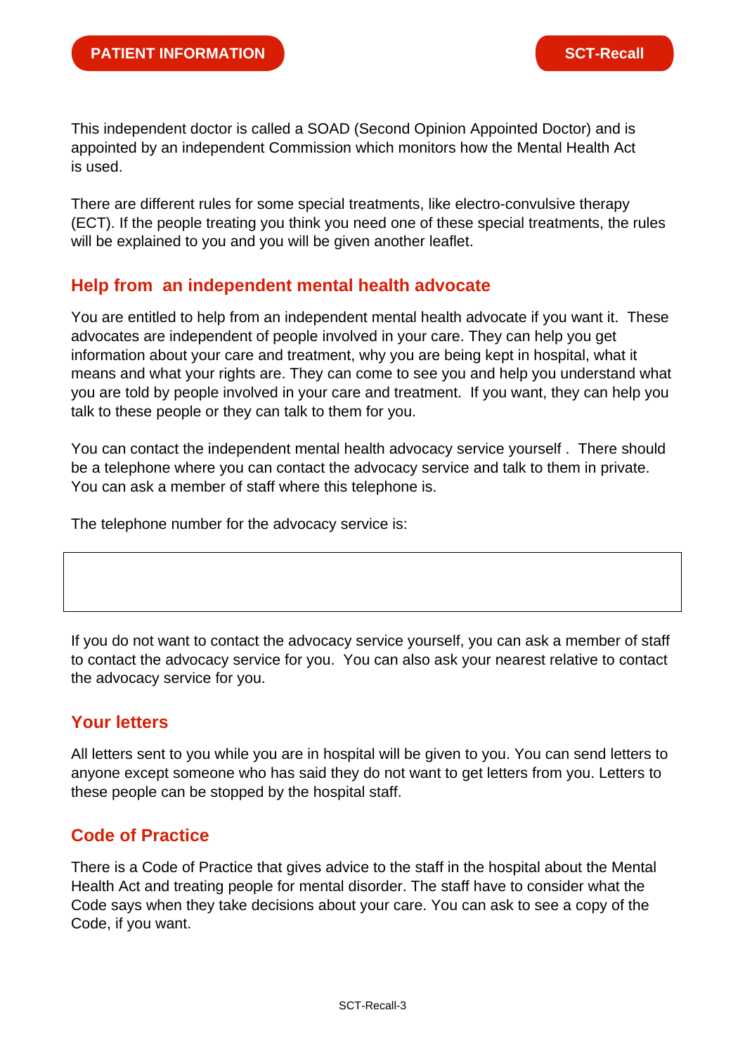This independent doctor is called a SOAD (Second Opinion Appointed Doctor) and is appointed by an independent Commission which monitors how the Mental Health Act is used.

There are different rules for some special treatments, like electro-convulsive therapy (ECT). If the people treating you think you need one of these special treatments, the rules will be explained to you and you will be given another leaflet.

## Help from an independent mental health advocate

You are entitled to help from an independent mental health advocate if you want it. These advocates are independent of people involved in your care. They can help you get information about your care and treatment, why you are being kept in hospital, what it means and what your rights are. They can come to see you and help you understand what you are told by people involved in your care and treatment. If you want, they can help you talk to these people or they can talk to them for you.

You can contact the independent mental health advocacy service yourself . There should be a telephone where you can contact the advocacy service and talk to them in private. You can ask a member of staff where this telephone is.

The telephone number for the advocacy service is:

| |
|---|
| |

If you do not want to contact the advocacy service yourself, you can ask a member of staff to contact the advocacy service for you. You can also ask your nearest relative to contact the advocacy service for you.

## Your letters

All letters sent to you while you are in hospital will be given to you. You can send letters to anyone except someone who has said they do not want to get letters from you. Letters to these people can be stopped by the hospital staff.

## Code of Practice

There is a Code of Practice that gives advice to the staff in the hospital about the Mental Health Act and treating people for mental disorder. The staff have to consider what the Code says when they take decisions about your care. You can ask to see a copy of the Code, if you want.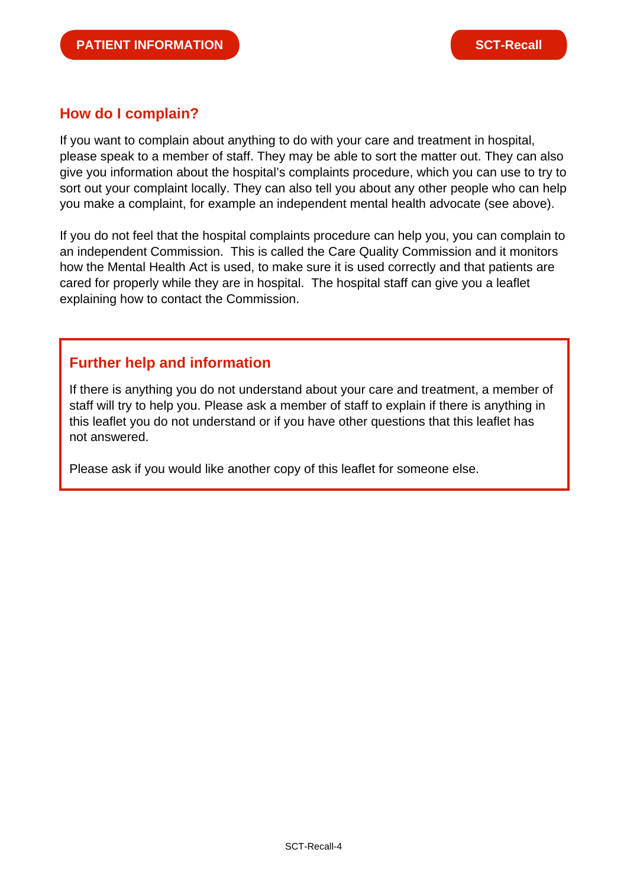## How do I complain?

If you want to complain about anything to do with your care and treatment in hospital, please speak to a member of staff. They may be able to sort the matter out. They can also give you information about the hospital's complaints procedure, which you can use to try to sort out your complaint locally. They can also tell you about any other people who can help you make a complaint, for example an independent mental health advocate (see above).

If you do not feel that the hospital complaints procedure can help you, you can complain to an independent Commission. This is called the Care Quality Commission and it monitors how the Mental Health Act is used, to make sure it is used correctly and that patients are cared for properly while they are in hospital. The hospital staff can give you a leaflet explaining how to contact the Commission.

## Further help and information

If there is anything you do not understand about your care and treatment, a member of staff will try to help you. Please ask a member of staff to explain if there is anything in this leaflet you do not understand or if you have other questions that this leaflet has not answered.

Please ask if you would like another copy of this leaflet for someone else.